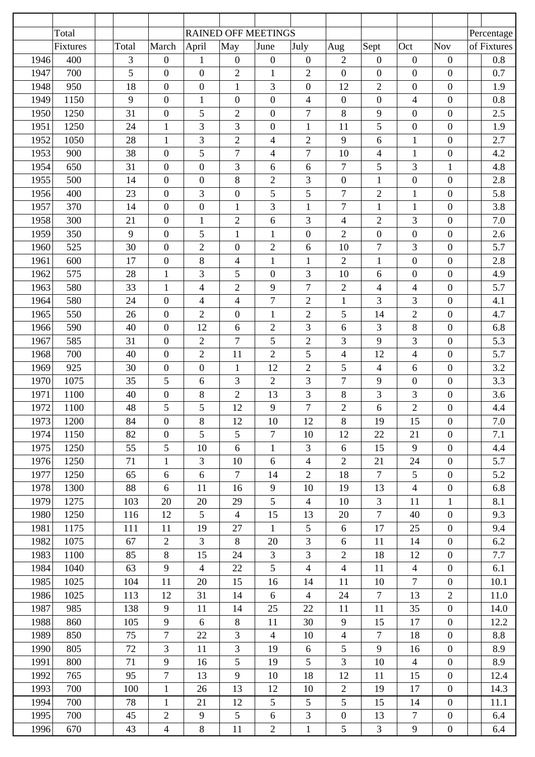| | Total | Total | RAINED OFF MEETINGS | | | | | | | | | Percentage |
|---|---|---|---|---|---|---|---|---|---|---|---|---|
| | Fixtures | Total | March | April | May | June | July | Aug | Sept | Oct | Nov | of Fixtures |
| 1946 | 400 | 3 | 0 | 1 | 0 | 0 | 0 | 2 | 0 | 0 | 0 | 0.8 |
| 1947 | 700 | 5 | 0 | 0 | 2 | 1 | 2 | 0 | 0 | 0 | 0 | 0.7 |
| 1948 | 950 | 18 | 0 | 0 | 1 | 3 | 0 | 12 | 2 | 0 | 0 | 1.9 |
| 1949 | 1150 | 9 | 0 | 1 | 0 | 0 | 4 | 0 | 0 | 4 | 0 | 0.8 |
| 1950 | 1250 | 31 | 0 | 5 | 2 | 0 | 7 | 8 | 9 | 0 | 0 | 2.5 |
| 1951 | 1250 | 24 | 1 | 3 | 3 | 0 | 1 | 11 | 5 | 0 | 0 | 1.9 |
| 1952 | 1050 | 28 | 1 | 3 | 2 | 4 | 2 | 9 | 6 | 1 | 0 | 2.7 |
| 1953 | 900 | 38 | 0 | 5 | 7 | 4 | 7 | 10 | 4 | 1 | 0 | 4.2 |
| 1954 | 650 | 31 | 0 | 0 | 3 | 6 | 6 | 7 | 5 | 3 | 1 | 4.8 |
| 1955 | 500 | 14 | 0 | 0 | 8 | 2 | 3 | 0 | 1 | 0 | 0 | 2.8 |
| 1956 | 400 | 23 | 0 | 3 | 0 | 5 | 5 | 7 | 2 | 1 | 0 | 5.8 |
| 1957 | 370 | 14 | 0 | 0 | 1 | 3 | 1 | 7 | 1 | 1 | 0 | 3.8 |
| 1958 | 300 | 21 | 0 | 1 | 2 | 6 | 3 | 4 | 2 | 3 | 0 | 7.0 |
| 1959 | 350 | 9 | 0 | 5 | 1 | 1 | 0 | 2 | 0 | 0 | 0 | 2.6 |
| 1960 | 525 | 30 | 0 | 2 | 0 | 2 | 6 | 10 | 7 | 3 | 0 | 5.7 |
| 1961 | 600 | 17 | 0 | 8 | 4 | 1 | 1 | 2 | 1 | 0 | 0 | 2.8 |
| 1962 | 575 | 28 | 1 | 3 | 5 | 0 | 3 | 10 | 6 | 0 | 0 | 4.9 |
| 1963 | 580 | 33 | 1 | 4 | 2 | 9 | 7 | 2 | 4 | 4 | 0 | 5.7 |
| 1964 | 580 | 24 | 0 | 4 | 4 | 7 | 2 | 1 | 3 | 3 | 0 | 4.1 |
| 1965 | 550 | 26 | 0 | 2 | 0 | 1 | 2 | 5 | 14 | 2 | 0 | 4.7 |
| 1966 | 590 | 40 | 0 | 12 | 6 | 2 | 3 | 6 | 3 | 8 | 0 | 6.8 |
| 1967 | 585 | 31 | 0 | 2 | 7 | 5 | 2 | 3 | 9 | 3 | 0 | 5.3 |
| 1968 | 700 | 40 | 0 | 2 | 11 | 2 | 5 | 4 | 12 | 4 | 0 | 5.7 |
| 1969 | 925 | 30 | 0 | 0 | 1 | 12 | 2 | 5 | 4 | 6 | 0 | 3.2 |
| 1970 | 1075 | 35 | 5 | 6 | 3 | 2 | 3 | 7 | 9 | 0 | 0 | 3.3 |
| 1971 | 1100 | 40 | 0 | 8 | 2 | 13 | 3 | 8 | 3 | 3 | 0 | 3.6 |
| 1972 | 1100 | 48 | 5 | 5 | 12 | 9 | 7 | 2 | 6 | 2 | 0 | 4.4 |
| 1973 | 1200 | 84 | 0 | 8 | 12 | 10 | 12 | 8 | 19 | 15 | 0 | 7.0 |
| 1974 | 1150 | 82 | 0 | 5 | 5 | 7 | 10 | 12 | 22 | 21 | 0 | 7.1 |
| 1975 | 1250 | 55 | 5 | 10 | 6 | 1 | 3 | 6 | 15 | 9 | 0 | 4.4 |
| 1976 | 1250 | 71 | 1 | 3 | 10 | 6 | 4 | 2 | 21 | 24 | 0 | 5.7 |
| 1977 | 1250 | 65 | 6 | 6 | 7 | 14 | 2 | 18 | 7 | 5 | 0 | 5.2 |
| 1978 | 1300 | 88 | 6 | 11 | 16 | 9 | 10 | 19 | 13 | 4 | 0 | 6.8 |
| 1979 | 1275 | 103 | 20 | 20 | 29 | 5 | 4 | 10 | 3 | 11 | 1 | 8.1 |
| 1980 | 1250 | 116 | 12 | 5 | 4 | 15 | 13 | 20 | 7 | 40 | 0 | 9.3 |
| 1981 | 1175 | 111 | 11 | 19 | 27 | 1 | 5 | 6 | 17 | 25 | 0 | 9.4 |
| 1982 | 1075 | 67 | 2 | 3 | 8 | 20 | 3 | 6 | 11 | 14 | 0 | 6.2 |
| 1983 | 1100 | 85 | 8 | 15 | 24 | 3 | 3 | 2 | 18 | 12 | 0 | 7.7 |
| 1984 | 1040 | 63 | 9 | 4 | 22 | 5 | 4 | 4 | 11 | 4 | 0 | 6.1 |
| 1985 | 1025 | 104 | 11 | 20 | 15 | 16 | 14 | 11 | 10 | 7 | 0 | 10.1 |
| 1986 | 1025 | 113 | 12 | 31 | 14 | 6 | 4 | 24 | 7 | 13 | 2 | 11.0 |
| 1987 | 985 | 138 | 9 | 11 | 14 | 25 | 22 | 11 | 11 | 35 | 0 | 14.0 |
| 1988 | 860 | 105 | 9 | 6 | 8 | 11 | 30 | 9 | 15 | 17 | 0 | 12.2 |
| 1989 | 850 | 75 | 7 | 22 | 3 | 4 | 10 | 4 | 7 | 18 | 0 | 8.8 |
| 1990 | 805 | 72 | 3 | 11 | 3 | 19 | 6 | 5 | 9 | 16 | 0 | 8.9 |
| 1991 | 800 | 71 | 9 | 16 | 5 | 19 | 5 | 3 | 10 | 4 | 0 | 8.9 |
| 1992 | 765 | 95 | 7 | 13 | 9 | 10 | 18 | 12 | 11 | 15 | 0 | 12.4 |
| 1993 | 700 | 100 | 1 | 26 | 13 | 12 | 10 | 2 | 19 | 17 | 0 | 14.3 |
| 1994 | 700 | 78 | 1 | 21 | 12 | 5 | 5 | 5 | 15 | 14 | 0 | 11.1 |
| 1995 | 700 | 45 | 2 | 9 | 5 | 6 | 3 | 0 | 13 | 7 | 0 | 6.4 |
| 1996 | 670 | 43 | 4 | 8 | 11 | 2 | 1 | 5 | 3 | 9 | 0 | 6.4 |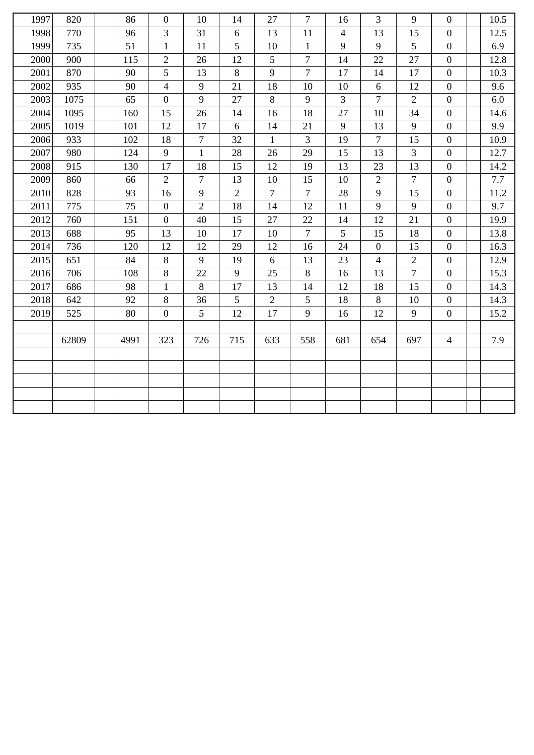| | | | | | | | | | | | | | | |
|---|---|---|---|---|---|---|---|---|---|---|---|---|---|---|
| 1997 | 820 | | 86 | 0 | 10 | 14 | 27 | 7 | 16 | 3 | 9 | 0 | | 10.5 |
| 1998 | 770 | | 96 | 3 | 31 | 6 | 13 | 11 | 4 | 13 | 15 | 0 | | 12.5 |
| 1999 | 735 | | 51 | 1 | 11 | 5 | 10 | 1 | 9 | 9 | 5 | 0 | | 6.9 |
| 2000 | 900 | | 115 | 2 | 26 | 12 | 5 | 7 | 14 | 22 | 27 | 0 | | 12.8 |
| 2001 | 870 | | 90 | 5 | 13 | 8 | 9 | 7 | 17 | 14 | 17 | 0 | | 10.3 |
| 2002 | 935 | | 90 | 4 | 9 | 21 | 18 | 10 | 10 | 6 | 12 | 0 | | 9.6 |
| 2003 | 1075 | | 65 | 0 | 9 | 27 | 8 | 9 | 3 | 7 | 2 | 0 | | 6.0 |
| 2004 | 1095 | | 160 | 15 | 26 | 14 | 16 | 18 | 27 | 10 | 34 | 0 | | 14.6 |
| 2005 | 1019 | | 101 | 12 | 17 | 6 | 14 | 21 | 9 | 13 | 9 | 0 | | 9.9 |
| 2006 | 933 | | 102 | 18 | 7 | 32 | 1 | 3 | 19 | 7 | 15 | 0 | | 10.9 |
| 2007 | 980 | | 124 | 9 | 1 | 28 | 26 | 29 | 15 | 13 | 3 | 0 | | 12.7 |
| 2008 | 915 | | 130 | 17 | 18 | 15 | 12 | 19 | 13 | 23 | 13 | 0 | | 14.2 |
| 2009 | 860 | | 66 | 2 | 7 | 13 | 10 | 15 | 10 | 2 | 7 | 0 | | 7.7 |
| 2010 | 828 | | 93 | 16 | 9 | 2 | 7 | 7 | 28 | 9 | 15 | 0 | | 11.2 |
| 2011 | 775 | | 75 | 0 | 2 | 18 | 14 | 12 | 11 | 9 | 9 | 0 | | 9.7 |
| 2012 | 760 | | 151 | 0 | 40 | 15 | 27 | 22 | 14 | 12 | 21 | 0 | | 19.9 |
| 2013 | 688 | | 95 | 13 | 10 | 17 | 10 | 7 | 5 | 15 | 18 | 0 | | 13.8 |
| 2014 | 736 | | 120 | 12 | 12 | 29 | 12 | 16 | 24 | 0 | 15 | 0 | | 16.3 |
| 2015 | 651 | | 84 | 8 | 9 | 19 | 6 | 13 | 23 | 4 | 2 | 0 | | 12.9 |
| 2016 | 706 | | 108 | 8 | 22 | 9 | 25 | 8 | 16 | 13 | 7 | 0 | | 15.3 |
| 2017 | 686 | | 98 | 1 | 8 | 17 | 13 | 14 | 12 | 18 | 15 | 0 | | 14.3 |
| 2018 | 642 | | 92 | 8 | 36 | 5 | 2 | 5 | 18 | 8 | 10 | 0 | | 14.3 |
| 2019 | 525 | | 80 | 0 | 5 | 12 | 17 | 9 | 16 | 12 | 9 | 0 | | 15.2 |
| | | | | | | | | | | | | | | |
| | 62809 | | 4991 | 323 | 726 | 715 | 633 | 558 | 681 | 654 | 697 | 4 | | 7.9 |
| | | | | | | | | | | | | | | |
| | | | | | | | | | | | | | | |
| | | | | | | | | | | | | | | |
| | | | | | | | | | | | | | | |
| | | | | | | | | | | | | | | |